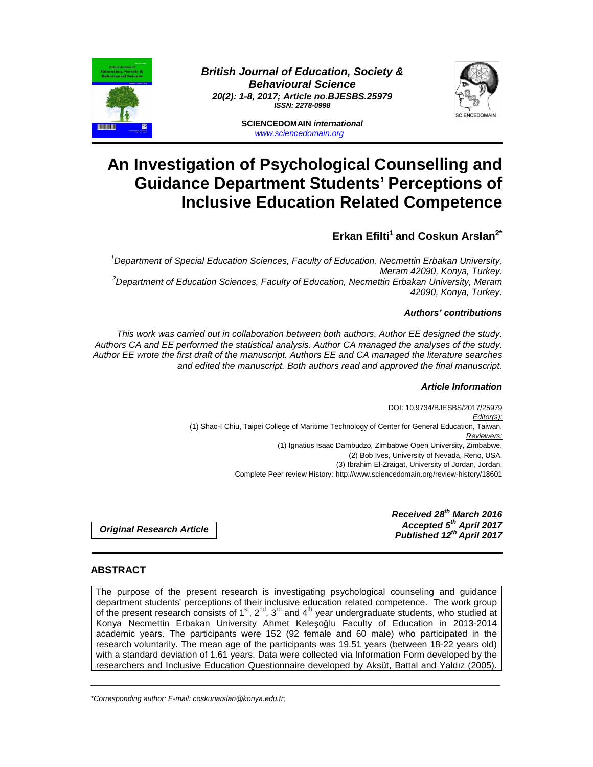**British Journal of Education, Society & Behavioural Science**
*20(2): 1-8, 2017; Article no.BJESBS.25979*
*ISSN: 2278-0998*

**SCIENCEDOMAIN *international***
www.sciencedomain.org

# An Investigation of Psychological Counselling and Guidance Department Students' Perceptions of Inclusive Education Related Competence

**Erkan Efilti[1] and Coskun Arslan[2*]**

*[1]Department of Special Education Sciences, Faculty of Education, Necmettin Erbakan University, Meram 42090, Konya, Turkey.*
*[2]Department of Education Sciences, Faculty of Education, Necmettin Erbakan University, Meram 42090, Konya, Turkey.*

***Authors' contributions***

*This work was carried out in collaboration between both authors. Author EE designed the study. Authors CA and EE performed the statistical analysis. Author CA managed the analyses of the study. Author EE wrote the first draft of the manuscript. Authors EE and CA managed the literature searches and edited the manuscript. Both authors read and approved the final manuscript.*

***Article Information***

DOI: 10.9734/BJESBS/2017/25979
*Editor(s):*
(1) Shao-I Chiu, Taipei College of Maritime Technology of Center for General Education, Taiwan.
*Reviewers:*
(1) Ignatius Isaac Dambudzo, Zimbabwe Open University, Zimbabwe.
(2) Bob Ives, University of Nevada, Reno, USA.
(3) Ibrahim El-Zraigat, University of Jordan, Jordan.
Complete Peer review History: http://www.sciencedomain.org/review-history/18601

***Original Research Article***

***Received 28th March 2016***
***Accepted 5th April 2017***
***Published 12th April 2017***

## ABSTRACT

The purpose of the present research is investigating psychological counseling and guidance department students' perceptions of their inclusive education related competence. The work group of the present research consists of 1st, 2nd, 3rd and 4th year undergraduate students, who studied at Konya Necmettin Erbakan University Ahmet Keleşoğlu Faculty of Education in 2013-2014 academic years. The participants were 152 (92 female and 60 male) who participated in the research voluntarily. The mean age of the participants was 19.51 years (between 18-22 years old) with a standard deviation of 1.61 years. Data were collected via Information Form developed by the researchers and Inclusive Education Questionnaire developed by Aksüt, Battal and Yaldız (2005).

*\*Corresponding author: E-mail: coskunarslan@konya.edu.tr;*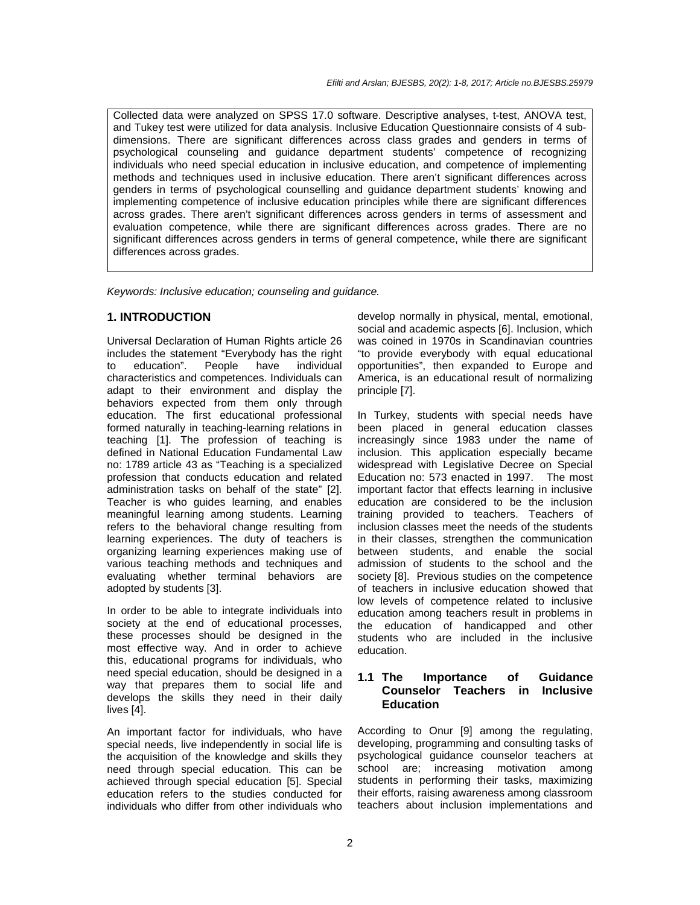Collected data were analyzed on SPSS 17.0 software. Descriptive analyses, t-test, ANOVA test, and Tukey test were utilized for data analysis. Inclusive Education Questionnaire consists of 4 sub-dimensions. There are significant differences across class grades and genders in terms of psychological counseling and guidance department students' competence of recognizing individuals who need special education in inclusive education, and competence of implementing methods and techniques used in inclusive education. There aren't significant differences across genders in terms of psychological counselling and guidance department students' knowing and implementing competence of inclusive education principles while there are significant differences across grades. There aren't significant differences across genders in terms of assessment and evaluation competence, while there are significant differences across grades. There are no significant differences across genders in terms of general competence, while there are significant differences across grades.

*Keywords: Inclusive education; counseling and guidance.*

## 1. INTRODUCTION

Universal Declaration of Human Rights article 26 includes the statement "Everybody has the right to education". People have individual characteristics and competences. Individuals can adapt to their environment and display the behaviors expected from them only through education. The first educational professional formed naturally in teaching-learning relations in teaching [1]. The profession of teaching is defined in National Education Fundamental Law no: 1789 article 43 as "Teaching is a specialized profession that conducts education and related administration tasks on behalf of the state" [2]. Teacher is who guides learning, and enables meaningful learning among students. Learning refers to the behavioral change resulting from learning experiences. The duty of teachers is organizing learning experiences making use of various teaching methods and techniques and evaluating whether terminal behaviors are adopted by students [3].

In order to be able to integrate individuals into society at the end of educational processes, these processes should be designed in the most effective way. And in order to achieve this, educational programs for individuals, who need special education, should be designed in a way that prepares them to social life and develops the skills they need in their daily lives [4].

An important factor for individuals, who have special needs, live independently in social life is the acquisition of the knowledge and skills they need through special education. This can be achieved through special education [5]. Special education refers to the studies conducted for individuals who differ from other individuals who develop normally in physical, mental, emotional, social and academic aspects [6]. Inclusion, which was coined in 1970s in Scandinavian countries "to provide everybody with equal educational opportunities", then expanded to Europe and America, is an educational result of normalizing principle [7].

In Turkey, students with special needs have been placed in general education classes increasingly since 1983 under the name of inclusion. This application especially became widespread with Legislative Decree on Special Education no: 573 enacted in 1997. The most important factor that effects learning in inclusive education are considered to be the inclusion training provided to teachers. Teachers of inclusion classes meet the needs of the students in their classes, strengthen the communication between students, and enable the social admission of students to the school and the society [8]. Previous studies on the competence of teachers in inclusive education showed that low levels of competence related to inclusive education among teachers result in problems in the education of handicapped and other students who are included in the inclusive education.

### 1.1 The Importance of Guidance Counselor Teachers in Inclusive Education

According to Onur [9] among the regulating, developing, programming and consulting tasks of psychological guidance counselor teachers at school are; increasing motivation among students in performing their tasks, maximizing their efforts, raising awareness among classroom teachers about inclusion implementations and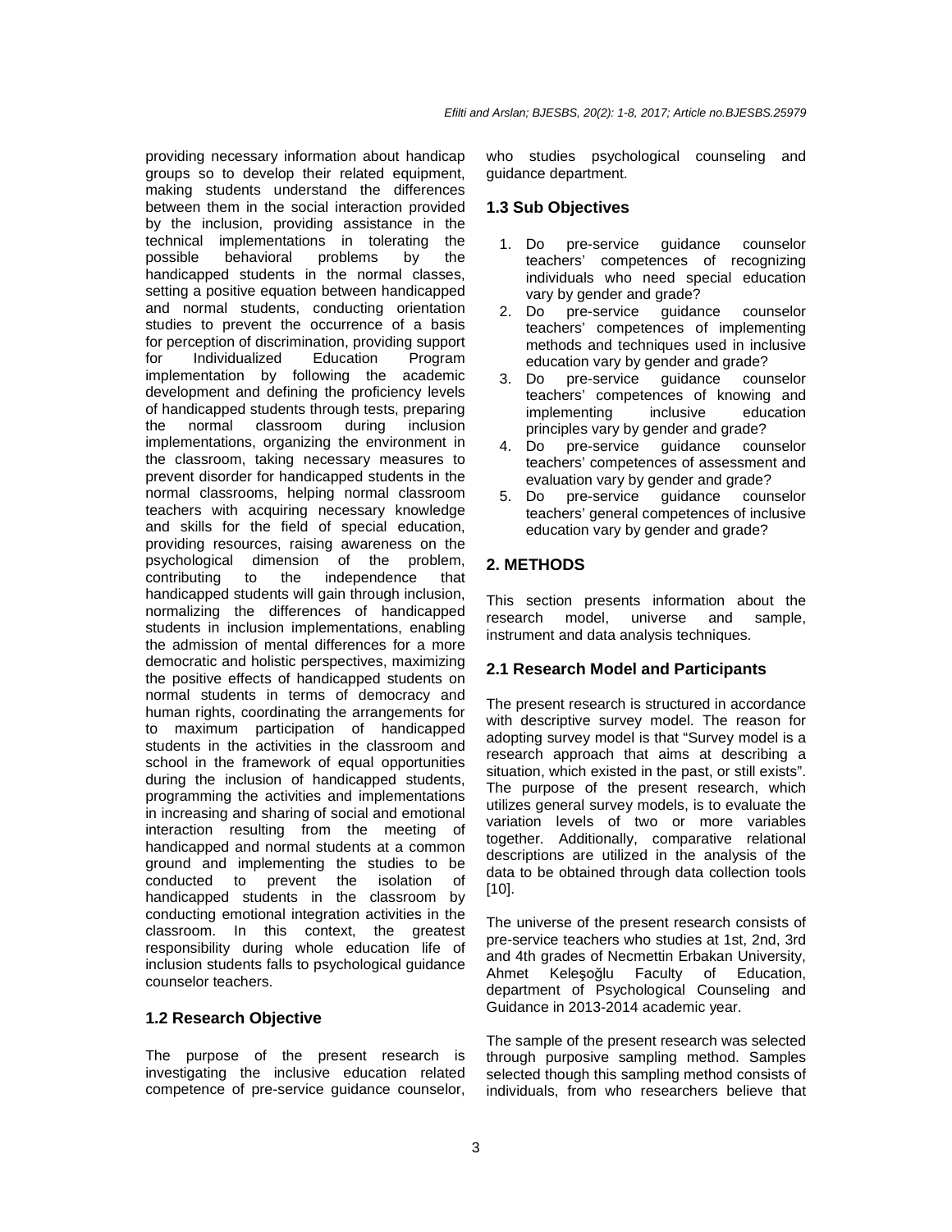providing necessary information about handicap groups so to develop their related equipment, making students understand the differences between them in the social interaction provided by the inclusion, providing assistance in the technical implementations in tolerating the possible behavioral problems by the handicapped students in the normal classes, setting a positive equation between handicapped and normal students, conducting orientation studies to prevent the occurrence of a basis for perception of discrimination, providing support for Individualized Education Program implementation by following the academic development and defining the proficiency levels of handicapped students through tests, preparing the normal classroom during inclusion implementations, organizing the environment in the classroom, taking necessary measures to prevent disorder for handicapped students in the normal classrooms, helping normal classroom teachers with acquiring necessary knowledge and skills for the field of special education, providing resources, raising awareness on the psychological dimension of the problem, contributing to the independence that handicapped students will gain through inclusion, normalizing the differences of handicapped students in inclusion implementations, enabling the admission of mental differences for a more democratic and holistic perspectives, maximizing the positive effects of handicapped students on normal students in terms of democracy and human rights, coordinating the arrangements for to maximum participation of handicapped students in the activities in the classroom and school in the framework of equal opportunities during the inclusion of handicapped students, programming the activities and implementations in increasing and sharing of social and emotional interaction resulting from the meeting of handicapped and normal students at a common ground and implementing the studies to be conducted to prevent the isolation of handicapped students in the classroom by conducting emotional integration activities in the classroom. In this context, the greatest responsibility during whole education life of inclusion students falls to psychological guidance counselor teachers.

### 1.2 Research Objective

The purpose of the present research is investigating the inclusive education related competence of pre-service guidance counselor, who studies psychological counseling and guidance department.

### 1.3 Sub Objectives

1. Do pre-service guidance counselor teachers' competences of recognizing individuals who need special education vary by gender and grade?
2. Do pre-service guidance counselor teachers' competences of implementing methods and techniques used in inclusive education vary by gender and grade?
3. Do pre-service guidance counselor teachers' competences of knowing and implementing inclusive education principles vary by gender and grade?
4. Do pre-service guidance counselor teachers' competences of assessment and evaluation vary by gender and grade?
5. Do pre-service guidance counselor teachers' general competences of inclusive education vary by gender and grade?

## 2. METHODS

This section presents information about the research model, universe and sample, instrument and data analysis techniques.

### 2.1 Research Model and Participants

The present research is structured in accordance with descriptive survey model. The reason for adopting survey model is that "Survey model is a research approach that aims at describing a situation, which existed in the past, or still exists". The purpose of the present research, which utilizes general survey models, is to evaluate the variation levels of two or more variables together. Additionally, comparative relational descriptions are utilized in the analysis of the data to be obtained through data collection tools [10].

The universe of the present research consists of pre-service teachers who studies at 1st, 2nd, 3rd and 4th grades of Necmettin Erbakan University, Ahmet Keleşoğlu Faculty of Education, department of Psychological Counseling and Guidance in 2013-2014 academic year.

The sample of the present research was selected through purposive sampling method. Samples selected though this sampling method consists of individuals, from who researchers believe that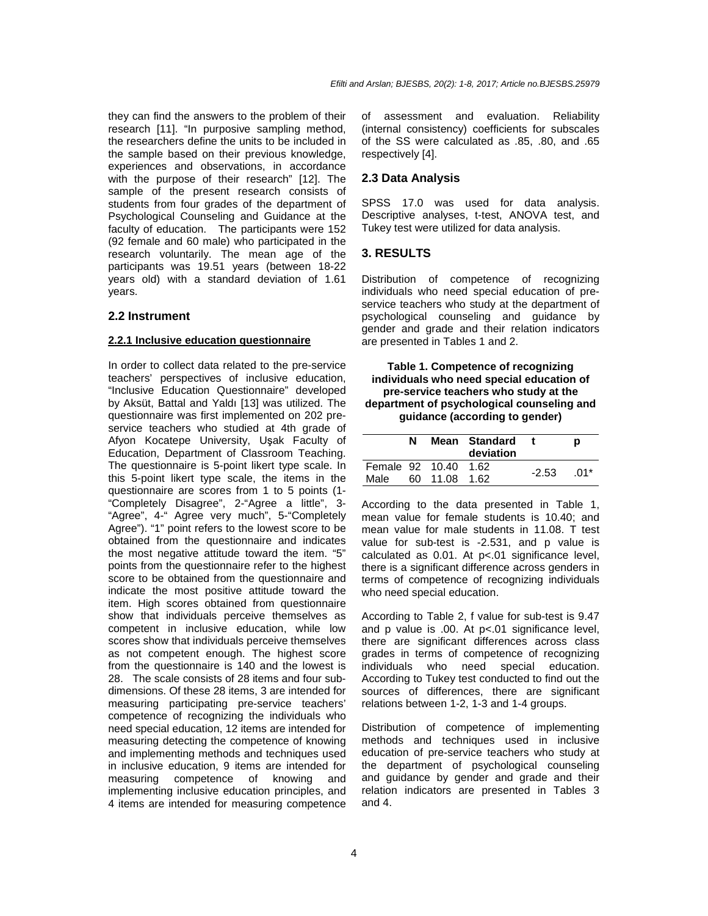they can find the answers to the problem of their research [11]. "In purposive sampling method, the researchers define the units to be included in the sample based on their previous knowledge, experiences and observations, in accordance with the purpose of their research" [12]. The sample of the present research consists of students from four grades of the department of Psychological Counseling and Guidance at the faculty of education. The participants were 152 (92 female and 60 male) who participated in the research voluntarily. The mean age of the participants was 19.51 years (between 18-22 years old) with a standard deviation of 1.61 years.

## 2.2 Instrument

### 2.2.1 Inclusive education questionnaire

In order to collect data related to the pre-service teachers' perspectives of inclusive education, "Inclusive Education Questionnaire" developed by Aksüt, Battal and Yaldı [13] was utilized. The questionnaire was first implemented on 202 pre-service teachers who studied at 4th grade of Afyon Kocatepe University, Uşak Faculty of Education, Department of Classroom Teaching. The questionnaire is 5-point likert type scale. In this 5-point likert type scale, the items in the questionnaire are scores from 1 to 5 points (1-"Completely Disagree", 2-"Agree a little", 3-"Agree", 4-" Agree very much", 5-"Completely Agree"). "1" point refers to the lowest score to be obtained from the questionnaire and indicates the most negative attitude toward the item. "5" points from the questionnaire refer to the highest score to be obtained from the questionnaire and indicate the most positive attitude toward the item. High scores obtained from questionnaire show that individuals perceive themselves as competent in inclusive education, while low scores show that individuals perceive themselves as not competent enough. The highest score from the questionnaire is 140 and the lowest is 28. The scale consists of 28 items and four sub-dimensions. Of these 28 items, 3 are intended for measuring participating pre-service teachers' competence of recognizing the individuals who need special education, 12 items are intended for measuring detecting the competence of knowing and implementing methods and techniques used in inclusive education, 9 items are intended for measuring competence of knowing and implementing inclusive education principles, and 4 items are intended for measuring competence of assessment and evaluation. Reliability (internal consistency) coefficients for subscales of the SS were calculated as .85, .80, and .65 respectively [4].

## 2.3 Data Analysis

SPSS 17.0 was used for data analysis. Descriptive analyses, t-test, ANOVA test, and Tukey test were utilized for data analysis.

## 3. RESULTS

Distribution of competence of recognizing individuals who need special education of pre-service teachers who study at the department of psychological counseling and guidance by gender and grade and their relation indicators are presented in Tables 1 and 2.

**Table 1. Competence of recognizing individuals who need special education of pre-service teachers who study at the department of psychological counseling and guidance (according to gender)**

| | N | Mean | Standard deviation | t | p |
|---|---|---|---|---|---|
| Female | 92 | 10.40 | 1.62 | -2.53 | .01* |
| Male | 60 | 11.08 | 1.62 | | |

According to the data presented in Table 1, mean value for female students is 10.40; and mean value for male students in 11.08. T test value for sub-test is -2.531, and p value is calculated as 0.01. At $p<.01$ significance level, there is a significant difference across genders in terms of competence of recognizing individuals who need special education.

According to Table 2, f value for sub-test is 9.47 and p value is .00. At $p<.01$ significance level, there are significant differences across class grades in terms of competence of recognizing individuals who need special education. According to Tukey test conducted to find out the sources of differences, there are significant relations between 1-2, 1-3 and 1-4 groups.

Distribution of competence of implementing methods and techniques used in inclusive education of pre-service teachers who study at the department of psychological counseling and guidance by gender and grade and their relation indicators are presented in Tables 3 and 4.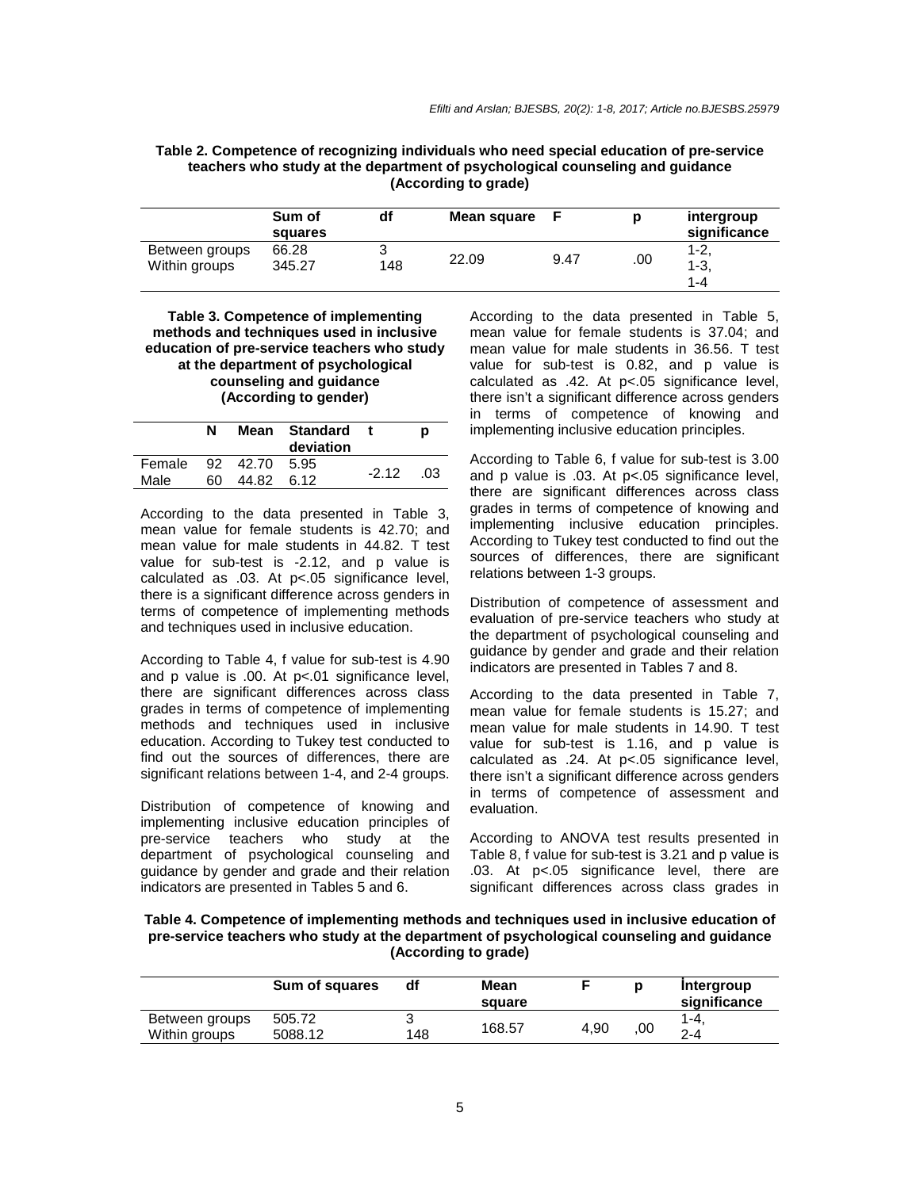**Table 2. Competence of recognizing individuals who need special education of pre-service teachers who study at the department of psychological counseling and guidance (According to grade)**

| | Sum of squares | df | Mean square | F | p | intergroup significance |
|---|---|---|---|---|---|---|
| Between groups | 66.28 | 3 | 22.09 | 9.47 | .00 | 1-2, 1-3, 1-4 |
| Within groups | 345.27 | 148 | | | | |

**Table 3. Competence of implementing methods and techniques used in inclusive education of pre-service teachers who study at the department of psychological counseling and guidance (According to gender)**

| | N | Mean | Standard deviation | t | p |
|---|---|---|---|---|---|
| Female | 92 | 42.70 | 5.95 | -2.12 | .03 |
| Male | 60 | 44.82 | 6.12 | | |

According to the data presented in Table 3, mean value for female students is 42.70; and mean value for male students in 44.82. T test value for sub-test is -2.12, and p value is calculated as .03. At p<.05 significance level, there is a significant difference across genders in terms of competence of implementing methods and techniques used in inclusive education.

According to Table 4, f value for sub-test is 4.90 and p value is .00. At p<.01 significance level, there are significant differences across class grades in terms of competence of implementing methods and techniques used in inclusive education. According to Tukey test conducted to find out the sources of differences, there are significant relations between 1-4, and 2-4 groups.

Distribution of competence of knowing and implementing inclusive education principles of pre-service teachers who study at the department of psychological counseling and guidance by gender and grade and their relation indicators are presented in Tables 5 and 6.

According to the data presented in Table 5, mean value for female students is 37.04; and mean value for male students in 36.56. T test value for sub-test is 0.82, and p value is calculated as .42. At p<.05 significance level, there isn't a significant difference across genders in terms of competence of knowing and implementing inclusive education principles.

According to Table 6, f value for sub-test is 3.00 and p value is .03. At p<.05 significance level, there are significant differences across class grades in terms of competence of knowing and implementing inclusive education principles. According to Tukey test conducted to find out the sources of differences, there are significant relations between 1-3 groups.

Distribution of competence of assessment and evaluation of pre-service teachers who study at the department of psychological counseling and guidance by gender and grade and their relation indicators are presented in Tables 7 and 8.

According to the data presented in Table 7, mean value for female students is 15.27; and mean value for male students in 14.90. T test value for sub-test is 1.16, and p value is calculated as .24. At p<.05 significance level, there isn't a significant difference across genders in terms of competence of assessment and evaluation.

According to ANOVA test results presented in Table 8, f value for sub-test is 3.21 and p value is .03. At p<.05 significance level, there are significant differences across class grades in

**Table 4. Competence of implementing methods and techniques used in inclusive education of pre-service teachers who study at the department of psychological counseling and guidance (According to grade)**

| | Sum of squares | df | Mean square | F | p | İntergroup significance |
|---|---|---|---|---|---|---|
| Between groups | 505.72 | 3 | 168.57 | 4,90 | ,00 | 1-4, 2-4 |
| Within groups | 5088.12 | 148 | | | | |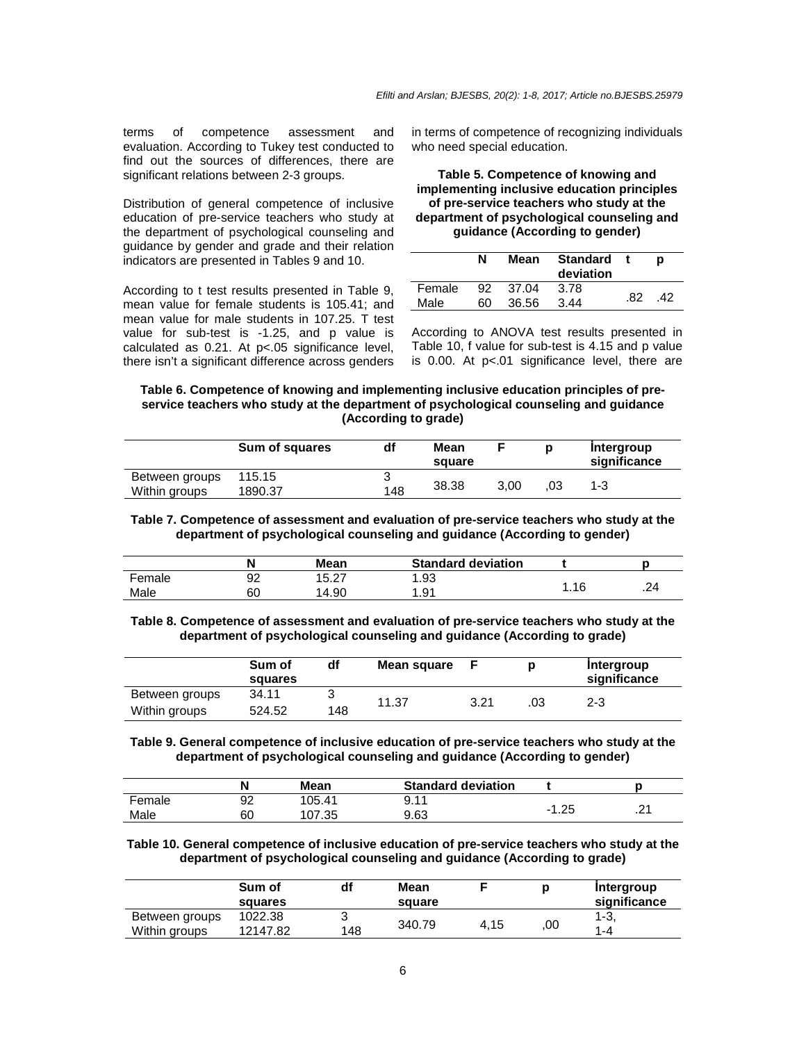terms of competence assessment and evaluation. According to Tukey test conducted to find out the sources of differences, there are significant relations between 2-3 groups.

Distribution of general competence of inclusive education of pre-service teachers who study at the department of psychological counseling and guidance by gender and grade and their relation indicators are presented in Tables 9 and 10.

According to t test results presented in Table 9, mean value for female students is 105.41; and mean value for male students in 107.25. T test value for sub-test is -1.25, and p value is calculated as 0.21. At p<.05 significance level, there isn't a significant difference across genders in terms of competence of recognizing individuals who need special education.

**Table 5. Competence of knowing and implementing inclusive education principles of pre-service teachers who study at the department of psychological counseling and guidance (According to gender)**

| | N | Mean | Standard deviation | t | p |
|---|---|---|---|---|---|
| Female | 92 | 37.04 | 3.78 | .82 | .42 |
| Male | 60 | 36.56 | 3.44 | | |

According to ANOVA test results presented in Table 10, f value for sub-test is 4.15 and p value is 0.00. At p<.01 significance level, there are

**Table 6. Competence of knowing and implementing inclusive education principles of pre-service teachers who study at the department of psychological counseling and guidance (According to grade)**

| | Sum of squares | df | Mean square | F | p | İntergroup significance |
|---|---|---|---|---|---|---|
| Between groups | 115.15 | 3 | 38.38 | 3,00 | ,03 | 1-3 |
| Within groups | 1890.37 | 148 | | | | |

**Table 7. Competence of assessment and evaluation of pre-service teachers who study at the department of psychological counseling and guidance (According to gender)**

| | N | Mean | Standard deviation | t | p |
|---|---|---|---|---|---|
| Female | 92 | 15.27 | 1.93 | 1.16 | .24 |
| Male | 60 | 14.90 | 1.91 | | |

**Table 8. Competence of assessment and evaluation of pre-service teachers who study at the department of psychological counseling and guidance (According to grade)**

| | Sum of squares | df | Mean square | F | p | İntergroup significance |
|---|---|---|---|---|---|---|
| Between groups | 34.11 | 3 | 11.37 | 3.21 | .03 | 2-3 |
| Within groups | 524.52 | 148 | | | | |

**Table 9. General competence of inclusive education of pre-service teachers who study at the department of psychological counseling and guidance (According to gender)**

| | N | Mean | Standard deviation | t | p |
|---|---|---|---|---|---|
| Female | 92 | 105.41 | 9.11 | -1.25 | .21 |
| Male | 60 | 107.35 | 9.63 | | |

**Table 10. General competence of inclusive education of pre-service teachers who study at the department of psychological counseling and guidance (According to grade)**

| | Sum of squares | df | Mean square | F | p | İntergroup significance |
|---|---|---|---|---|---|---|
| Between groups | 1022.38 | 3 | 340.79 | 4,15 | ,00 | 1-3, 1-4 |
| Within groups | 12147.82 | 148 | | | | |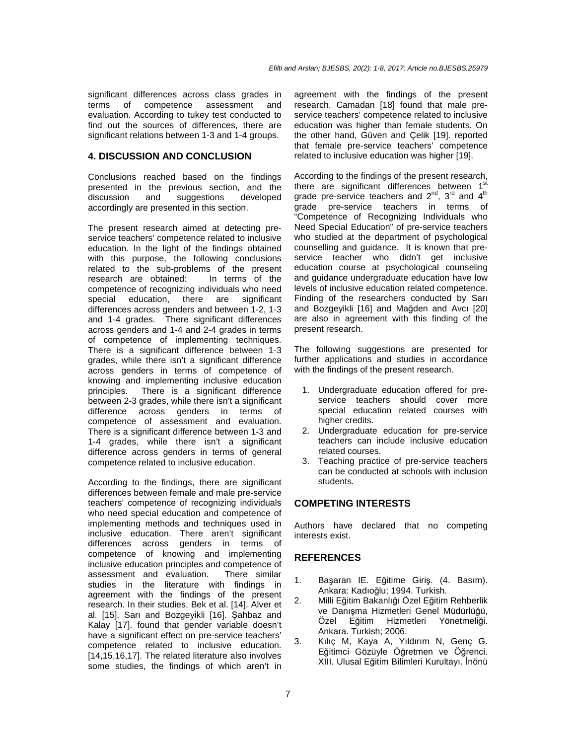significant differences across class grades in terms of competence assessment and evaluation. According to tukey test conducted to find out the sources of differences, there are significant relations between 1-3 and 1-4 groups.

## 4. DISCUSSION AND CONCLUSION

Conclusions reached based on the findings presented in the previous section, and the discussion and suggestions developed accordingly are presented in this section.

The present research aimed at detecting pre-service teachers' competence related to inclusive education. In the light of the findings obtained with this purpose, the following conclusions related to the sub-problems of the present research are obtained: In terms of the competence of recognizing individuals who need special education, there are significant differences across genders and between 1-2, 1-3 and 1-4 grades. There significant differences across genders and 1-4 and 2-4 grades in terms of competence of implementing techniques. There is a significant difference between 1-3 grades, while there isn't a significant difference across genders in terms of competence of knowing and implementing inclusive education principles. There is a significant difference between 2-3 grades, while there isn't a significant difference across genders in terms of competence of assessment and evaluation. There is a significant difference between 1-3 and 1-4 grades, while there isn't a significant difference across genders in terms of general competence related to inclusive education.

According to the findings, there are significant differences between female and male pre-service teachers' competence of recognizing individuals who need special education and competence of implementing methods and techniques used in inclusive education. There aren't significant differences across genders in terms of competence of knowing and implementing inclusive education principles and competence of assessment and evaluation. There similar studies in the literature with findings in agreement with the findings of the present research. In their studies, Bek et al. [14]. Alver et al. [15]. Sarı and Bozgeyikli [16]. Şahbaz and Kalay [17]. found that gender variable doesn't have a significant effect on pre-service teachers' competence related to inclusive education. [14,15,16,17]. The related literature also involves some studies, the findings of which aren't in agreement with the findings of the present research. Camadan [18] found that male pre-service teachers' competence related to inclusive education was higher than female students. On the other hand, Güven and Çelik [19]. reported that female pre-service teachers' competence related to inclusive education was higher [19].

According to the findings of the present research, there are significant differences between 1st grade pre-service teachers and 2nd, 3rd and 4th grade pre-service teachers in terms of "Competence of Recognizing Individuals who Need Special Education" of pre-service teachers who studied at the department of psychological counselling and guidance. It is known that pre-service teacher who didn't get inclusive education course at psychological counseling and guidance undergraduate education have low levels of inclusive education related competence. Finding of the researchers conducted by Sarı and Bozgeyikli [16] and Mağden and Avcı [20] are also in agreement with this finding of the present research.

The following suggestions are presented for further applications and studies in accordance with the findings of the present research.

1. Undergraduate education offered for pre-service teachers should cover more special education related courses with higher credits.
2. Undergraduate education for pre-service teachers can include inclusive education related courses.
3. Teaching practice of pre-service teachers can be conducted at schools with inclusion students.

## COMPETING INTERESTS

Authors have declared that no competing interests exist.

## REFERENCES

1. Başaran IE. Eğitime Giriş. (4. Basım). Ankara: Kadıoğlu; 1994. Turkish.
2. Milli Eğitim Bakanlığı Özel Eğitim Rehberlik ve Danışma Hizmetleri Genel Müdürlüğü, Özel Eğitim Hizmetleri Yönetmeliği. Ankara. Turkish; 2006.
3. Kılıç M, Kaya A, Yıldırım N, Genç G. Eğitimci Gözüyle Öğretmen ve Öğrenci. XIII. Ulusal Eğitim Bilimleri Kurultayı. İnönü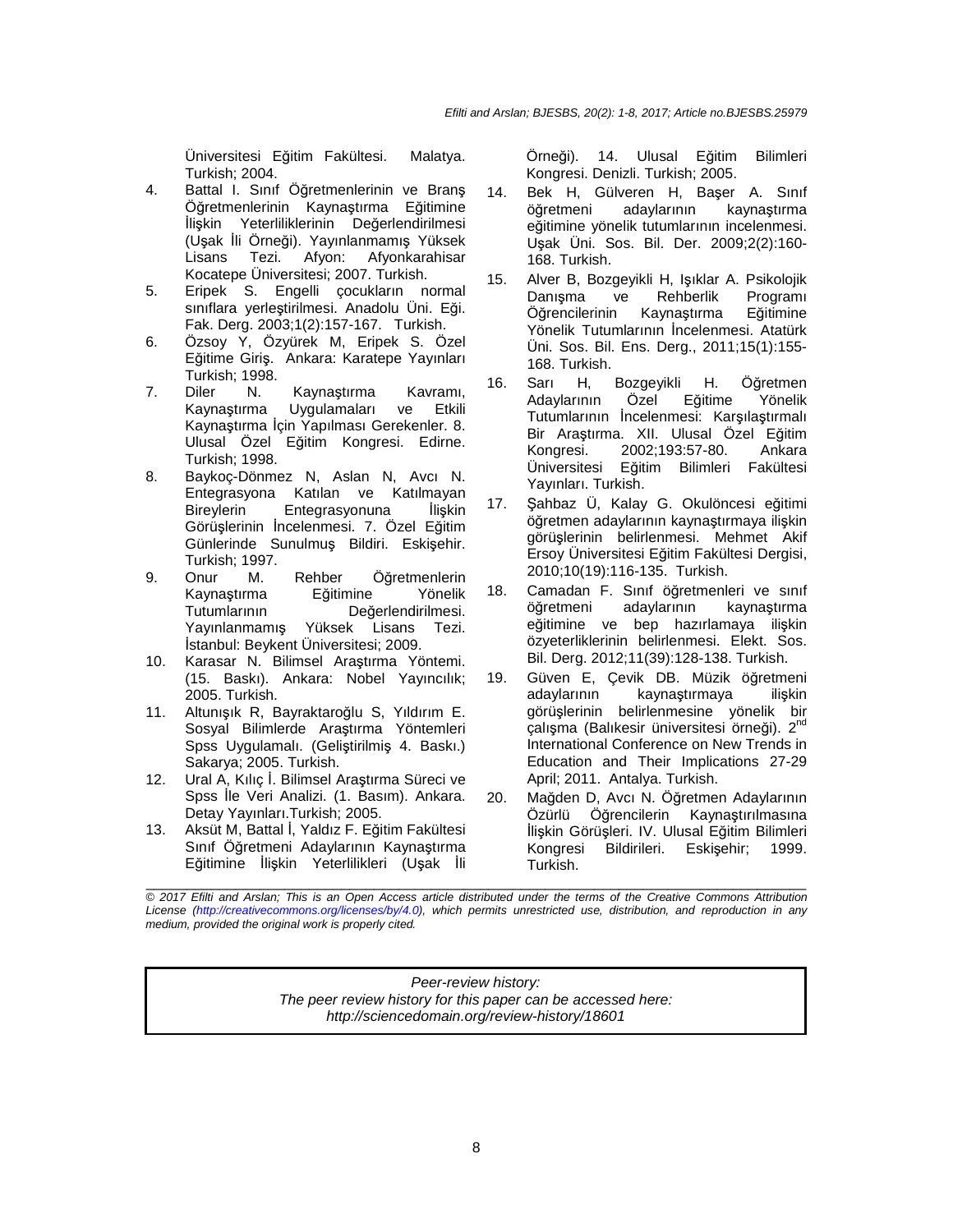Üniversitesi Eğitim Fakültesi. Malatya. Turkish; 2004.

4. Battal I. Sınıf Öğretmenlerinin ve Branş Öğretmenlerinin Kaynaştırma Eğitimine İlişkin Yeterliliklerinin Değerlendirilmesi (Uşak İli Örneği). Yayınlanmamış Yüksek Lisans Tezi. Afyon: Afyonkarahisar Kocatepe Üniversitesi; 2007. Turkish.
5. Eripek S. Engelli çocukların normal sınıflara yerleştirilmesi. Anadolu Üni. Eği. Fak. Derg. 2003;1(2):157-167. Turkish.
6. Özsoy Y, Özyürek M, Eripek S. Özel Eğitime Giriş. Ankara: Karatepe Yayınları Turkish; 1998.
7. Diler N. Kaynaştırma Kavramı, Kaynaştırma Uygulamaları ve Etkili Kaynaştırma İçin Yapılması Gerekenler. 8. Ulusal Özel Eğitim Kongresi. Edirne. Turkish; 1998.
8. Baykoç-Dönmez N, Aslan N, Avcı N. Entegrasyona Katılan ve Katılmayan Bireylerin Entegrasyonuna İlişkin Görüşlerinin İncelenmesi. 7. Özel Eğitim Günlerinde Sunulmuş Bildiri. Eskişehir. Turkish; 1997.
9. Onur M. Rehber Öğretmenlerin Kaynaştırma Eğitimine Yönelik Tutumlarının Değerlendirilmesi. Yayınlanmamış Yüksek Lisans Tezi. İstanbul: Beykent Üniversitesi; 2009.
10. Karasar N. Bilimsel Araştırma Yöntemi. (15. Baskı). Ankara: Nobel Yayıncılık; 2005. Turkish.
11. Altunışık R, Bayraktaroğlu S, Yıldırım E. Sosyal Bilimlerde Araştırma Yöntemleri Spss Uygulamalı. (Geliştirilmiş 4. Baskı.) Sakarya; 2005. Turkish.
12. Ural A, Kılıç İ. Bilimsel Araştırma Süreci ve Spss İle Veri Analizi. (1. Basım). Ankara. Detay Yayınları.Turkish; 2005.
13. Aksüt M, Battal İ, Yaldız F. Eğitim Fakültesi Sınıf Öğretmeni Adaylarının Kaynaştırma Eğitimine İlişkin Yeterlilikleri (Uşak İli Örneği). 14. Ulusal Eğitim Bilimleri Kongresi. Denizli. Turkish; 2005.
14. Bek H, Gülveren H, Başer A. Sınıf öğretmeni adaylarının kaynaştırma eğitimine yönelik tutumlarının incelenmesi. Uşak Üni. Sos. Bil. Der. 2009;2(2):160-168. Turkish.
15. Alver B, Bozgeyikli H, Işıklar A. Psikolojik Danışma ve Rehberlik Programı Öğrencilerinin Kaynaştırma Eğitimine Yönelik Tutumlarının İncelenmesi. Atatürk Üni. Sos. Bil. Ens. Derg., 2011;15(1):155-168. Turkish.
16. Sarı H, Bozgeyikli H. Öğretmen Adaylarının Özel Eğitime Yönelik Tutumlarının İncelenmesi: Karşılaştırmalı Bir Araştırma. XII. Ulusal Özel Eğitim Kongresi. 2002;193:57-80. Ankara Üniversitesi Eğitim Bilimleri Fakültesi Yayınları. Turkish.
17. Şahbaz Ü, Kalay G. Okulöncesi eğitimi öğretmen adaylarının kaynaştırmaya ilişkin görüşlerinin belirlenmesi. Mehmet Akif Ersoy Üniversitesi Eğitim Fakültesi Dergisi, 2010;10(19):116-135. Turkish.
18. Camadan F. Sınıf öğretmenleri ve sınıf öğretmeni adaylarının kaynaştırma eğitimine ve bep hazırlamaya ilişkin özyeterliklerinin belirlenmesi. Elekt. Sos. Bil. Derg. 2012;11(39):128-138. Turkish.
19. Güven E, Çevik DB. Müzik öğretmeni adaylarının kaynaştırmaya ilişkin görüşlerinin belirlenmesine yönelik bir çalışma (Balıkesir üniversitesi örneği). 2nd International Conference on New Trends in Education and Their Implications 27-29 April; 2011. Antalya. Turkish.
20. Mağden D, Avcı N. Öğretmen Adaylarının Özürlü Öğrencilerin Kaynaştırılmasına İlişkin Görüşleri. IV. Ulusal Eğitim Bilimleri Kongresi Bildirileri. Eskişehir; 1999. Turkish.

---

*© 2017 Efilti and Arslan; This is an Open Access article distributed under the terms of the Creative Commons Attribution License (http://creativecommons.org/licenses/by/4.0), which permits unrestricted use, distribution, and reproduction in any medium, provided the original work is properly cited.*

*Peer-review history:*
*The peer review history for this paper can be accessed here:*
*http://sciencedomain.org/review-history/18601*